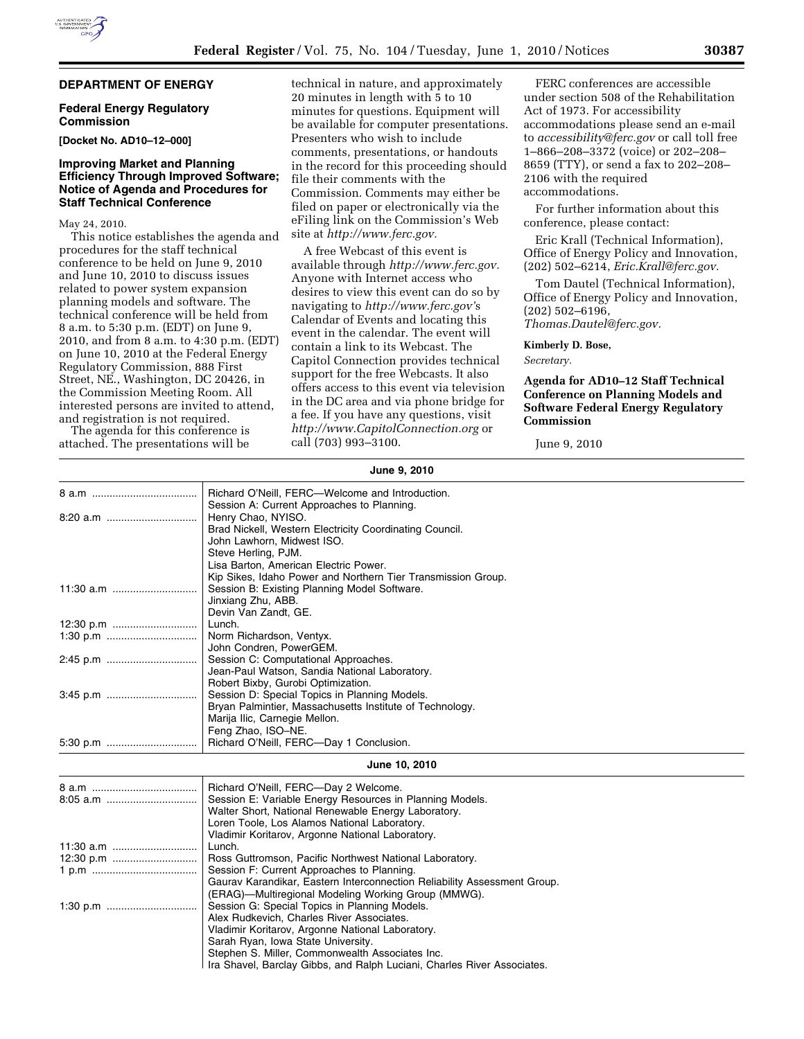## DEPARTMENT OF ENERGY

### Federal Energy Regulatory Commission

**[Docket No. AD10–12–000]**

### Improving Market and Planning Efficiency Through Improved Software; Notice of Agenda and Procedures for Staff Technical Conference

May 24, 2010.

This notice establishes the agenda and procedures for the staff technical conference to be held on June 9, 2010 and June 10, 2010 to discuss issues related to power system expansion planning models and software. The technical conference will be held from 8 a.m. to 5:30 p.m. (EDT) on June 9, 2010, and from 8 a.m. to 4:30 p.m. (EDT) on June 10, 2010 at the Federal Energy Regulatory Commission, 888 First Street, NE., Washington, DC 20426, in the Commission Meeting Room. All interested persons are invited to attend, and registration is not required.

The agenda for this conference is attached. The presentations will be technical in nature, and approximately 20 minutes in length with 5 to 10 minutes for questions. Equipment will be available for computer presentations. Presenters who wish to include comments, presentations, or handouts in the record for this proceeding should file their comments with the Commission. Comments may either be filed on paper or electronically via the eFiling link on the Commission's Web site at *http://www.ferc.gov.*

A free Webcast of this event is available through *http://www.ferc.gov.* Anyone with Internet access who desires to view this event can do so by navigating to *http://www.ferc.gov'*s Calendar of Events and locating this event in the calendar. The event will contain a link to its Webcast. The Capitol Connection provides technical support for the free Webcasts. It also offers access to this event via television in the DC area and via phone bridge for a fee. If you have any questions, visit *http://www.CapitolConnection.org* or call (703) 993–3100.

FERC conferences are accessible under section 508 of the Rehabilitation Act of 1973. For accessibility accommodations please send an e-mail to *accessibility@ferc.gov* or call toll free 1–866–208–3372 (voice) or 202–208–8659 (TTY), or send a fax to 202–208–2106 with the required accommodations.

For further information about this conference, please contact:

Eric Krall (Technical Information), Office of Energy Policy and Innovation, (202) 502–6214, *Eric.Krall@ferc.gov.*

Tom Dautel (Technical Information), Office of Energy Policy and Innovation, (202) 502–6196, *Thomas.Dautel@ferc.gov.*

**Kimberly D. Bose,**

*Secretary.*

### Agenda for AD10–12 Staff Technical Conference on Planning Models and Software Federal Energy Regulatory Commission

June 9, 2010

**June 9, 2010**

| Time | Item |
|---|---|
| 8 a.m | Richard O'Neill, FERC—Welcome and Introduction. |
| | Session A: Current Approaches to Planning. |
| 8:20 a.m | Henry Chao, NYISO. |
| | Brad Nickell, Western Electricity Coordinating Council. |
| | John Lawhorn, Midwest ISO. |
| | Steve Herling, PJM. |
| | Lisa Barton, American Electric Power. |
| | Kip Sikes, Idaho Power and Northern Tier Transmission Group. |
| 11:30 a.m | Session B: Existing Planning Model Software. |
| | Jinxiang Zhu, ABB. |
| | Devin Van Zandt, GE. |
| 12:30 p.m | Lunch. |
| 1:30 p.m | Norm Richardson, Ventyx. |
| | John Condren, PowerGEM. |
| 2:45 p.m | Session C: Computational Approaches. |
| | Jean-Paul Watson, Sandia National Laboratory. |
| | Robert Bixby, Gurobi Optimization. |
| 3:45 p.m | Session D: Special Topics in Planning Models. |
| | Bryan Palmintier, Massachusetts Institute of Technology. |
| | Marija Ilic, Carnegie Mellon. |
| | Feng Zhao, ISO–NE. |
| 5:30 p.m | Richard O'Neill, FERC—Day 1 Conclusion. |

**June 10, 2010**

| Time | Item |
|---|---|
| 8 a.m | Richard O'Neill, FERC—Day 2 Welcome. |
| 8:05 a.m | Session E: Variable Energy Resources in Planning Models. |
| | Walter Short, National Renewable Energy Laboratory. |
| | Loren Toole, Los Alamos National Laboratory. |
| | Vladimir Koritarov, Argonne National Laboratory. |
| 11:30 a.m | Lunch. |
| 12:30 p.m | Ross Guttromson, Pacific Northwest National Laboratory. |
| 1 p.m | Session F: Current Approaches to Planning. |
| | Gaurav Karandikar, Eastern Interconnection Reliability Assessment Group. |
| | (ERAG)—Multiregional Modeling Working Group (MMWG). |
| 1:30 p.m | Session G: Special Topics in Planning Models. |
| | Alex Rudkevich, Charles River Associates. |
| | Vladimir Koritarov, Argonne National Laboratory. |
| | Sarah Ryan, Iowa State University. |
| | Stephen S. Miller, Commonwealth Associates Inc. |
| | Ira Shavel, Barclay Gibbs, and Ralph Luciani, Charles River Associates. |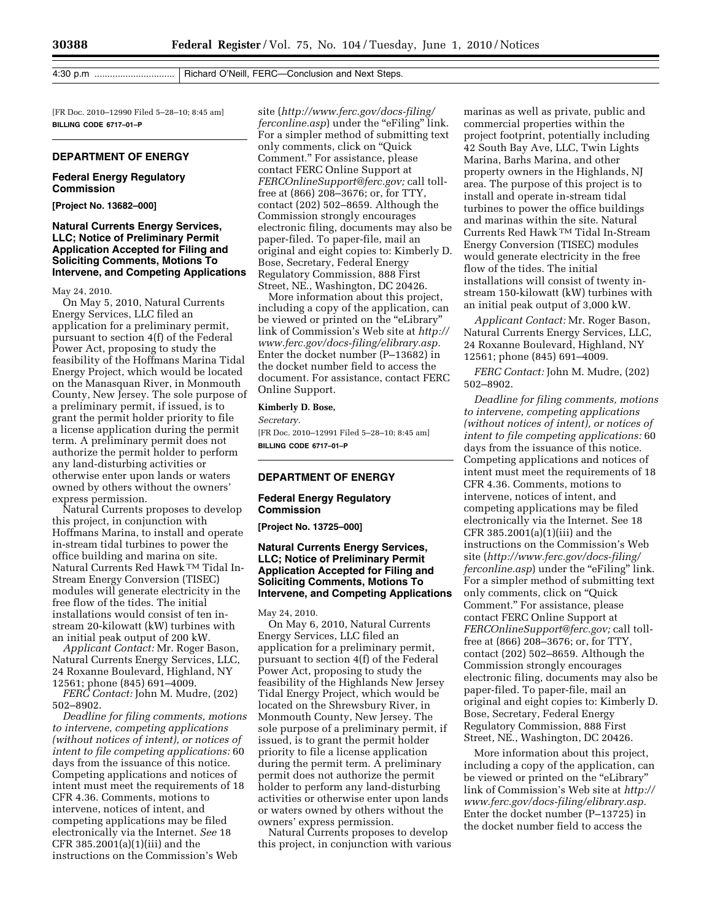| | |
|---|---|
| 4:30 p.m ............................... | Richard O'Neill, FERC—Conclusion and Next Steps. |

[FR Doc. 2010–12990 Filed 5–28–10; 8:45 am]

**BILLING CODE 6717–01–P**

## DEPARTMENT OF ENERGY

### Federal Energy Regulatory Commission

**[Project No. 13682–000]**

### Natural Currents Energy Services, LLC; Notice of Preliminary Permit Application Accepted for Filing and Soliciting Comments, Motions To Intervene, and Competing Applications

May 24, 2010.

On May 5, 2010, Natural Currents Energy Services, LLC filed an application for a preliminary permit, pursuant to section 4(f) of the Federal Power Act, proposing to study the feasibility of the Hoffmans Marina Tidal Energy Project, which would be located on the Manasquan River, in Monmouth County, New Jersey. The sole purpose of a preliminary permit, if issued, is to grant the permit holder priority to file a license application during the permit term. A preliminary permit does not authorize the permit holder to perform any land-disturbing activities or otherwise enter upon lands or waters owned by others without the owners' express permission.

Natural Currents proposes to develop this project, in conjunction with Hoffmans Marina, to install and operate in-stream tidal turbines to power the office building and marina on site. Natural Currents Red Hawk ™ Tidal In-Stream Energy Conversion (TISEC) modules will generate electricity in the free flow of the tides. The initial installations would consist of ten in-stream 20-kilowatt (kW) turbines with an initial peak output of 200 kW.

*Applicant Contact:* Mr. Roger Bason, Natural Currents Energy Services, LLC, 24 Roxanne Boulevard, Highland, NY 12561; phone (845) 691–4009.

*FERC Contact:* John M. Mudre, (202) 502–8902.

*Deadline for filing comments, motions to intervene, competing applications (without notices of intent), or notices of intent to file competing applications:* 60 days from the issuance of this notice. Competing applications and notices of intent must meet the requirements of 18 CFR 4.36. Comments, motions to intervene, notices of intent, and competing applications may be filed electronically via the Internet. *See* 18 CFR 385.2001(a)(1)(iii) and the instructions on the Commission's Web site (*http://www.ferc.gov/docs-filing/ferconline.asp*) under the "eFiling" link. For a simpler method of submitting text only comments, click on "Quick Comment." For assistance, please contact FERC Online Support at *FERCOnlineSupport@ferc.gov;* call toll-free at (866) 208–3676; or, for TTY, contact (202) 502–8659. Although the Commission strongly encourages electronic filing, documents may also be paper-filed. To paper-file, mail an original and eight copies to: Kimberly D. Bose, Secretary, Federal Energy Regulatory Commission, 888 First Street, NE., Washington, DC 20426.

More information about this project, including a copy of the application, can be viewed or printed on the "eLibrary" link of Commission's Web site at *http://www.ferc.gov/docs-filing/elibrary.asp.* Enter the docket number (P–13682) in the docket number field to access the document. For assistance, contact FERC Online Support.

**Kimberly D. Bose,**

*Secretary.*

[FR Doc. 2010–12991 Filed 5–28–10; 8:45 am]

**BILLING CODE 6717–01–P**

## DEPARTMENT OF ENERGY

### Federal Energy Regulatory Commission

**[Project No. 13725–000]**

### Natural Currents Energy Services, LLC; Notice of Preliminary Permit Application Accepted for Filing and Soliciting Comments, Motions To Intervene, and Competing Applications

May 24, 2010.

On May 6, 2010, Natural Currents Energy Services, LLC filed an application for a preliminary permit, pursuant to section 4(f) of the Federal Power Act, proposing to study the feasibility of the Highlands New Jersey Tidal Energy Project, which would be located on the Shrewsbury River, in Monmouth County, New Jersey. The sole purpose of a preliminary permit, if issued, is to grant the permit holder priority to file a license application during the permit term. A preliminary permit does not authorize the permit holder to perform any land-disturbing activities or otherwise enter upon lands or waters owned by others without the owners' express permission.

Natural Currents proposes to develop this project, in conjunction with various marinas as well as private, public and commercial properties within the project footprint, potentially including 42 South Bay Ave, LLC, Twin Lights Marina, Barhs Marina, and other property owners in the Highlands, NJ area. The purpose of this project is to install and operate in-stream tidal turbines to power the office buildings and marinas within the site. Natural Currents Red Hawk ™ Tidal In-Stream Energy Conversion (TISEC) modules would generate electricity in the free flow of the tides. The initial installations will consist of twenty in-stream 150-kilowatt (kW) turbines with an initial peak output of 3,000 kW.

*Applicant Contact:* Mr. Roger Bason, Natural Currents Energy Services, LLC, 24 Roxanne Boulevard, Highland, NY 12561; phone (845) 691–4009.

*FERC Contact:* John M. Mudre, (202) 502–8902.

*Deadline for filing comments, motions to intervene, competing applications (without notices of intent), or notices of intent to file competing applications:* 60 days from the issuance of this notice. Competing applications and notices of intent must meet the requirements of 18 CFR 4.36. Comments, motions to intervene, notices of intent, and competing applications may be filed electronically via the Internet. See 18 CFR 385.2001(a)(1)(iii) and the instructions on the Commission's Web site (*http://www.ferc.gov/docs-filing/ferconline.asp*) under the "eFiling" link. For a simpler method of submitting text only comments, click on "Quick Comment." For assistance, please contact FERC Online Support at *FERCOnlineSupport@ferc.gov;* call toll-free at (866) 208–3676; or, for TTY, contact (202) 502–8659. Although the Commission strongly encourages electronic filing, documents may also be paper-filed. To paper-file, mail an original and eight copies to: Kimberly D. Bose, Secretary, Federal Energy Regulatory Commission, 888 First Street, NE., Washington, DC 20426.

More information about this project, including a copy of the application, can be viewed or printed on the "eLibrary" link of Commission's Web site at *http://www.ferc.gov/docs-filing/elibrary.asp.* Enter the docket number (P–13725) in the docket number field to access the